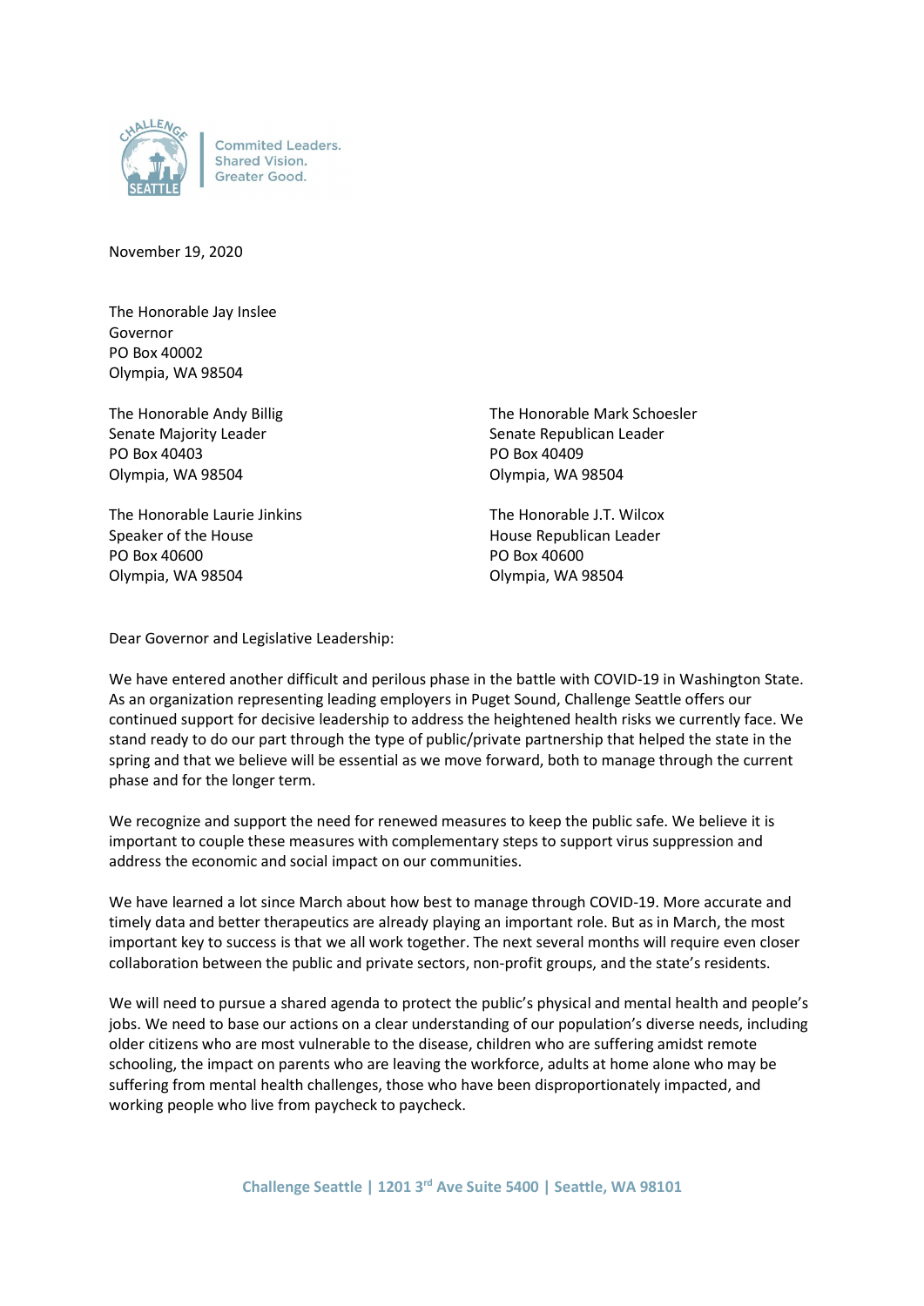Commited Leaders.
Shared Vision.
Greater Good.

November 19, 2020

The Honorable Jay Inslee
Governor
PO Box 40002
Olympia, WA 98504

The Honorable Andy Billig
Senate Majority Leader
PO Box 40403
Olympia, WA 98504

The Honorable Mark Schoesler
Senate Republican Leader
PO Box 40409
Olympia, WA 98504

The Honorable Laurie Jinkins
Speaker of the House
PO Box 40600
Olympia, WA 98504

The Honorable J.T. Wilcox
House Republican Leader
PO Box 40600
Olympia, WA 98504

Dear Governor and Legislative Leadership:

We have entered another difficult and perilous phase in the battle with COVID-19 in Washington State. As an organization representing leading employers in Puget Sound, Challenge Seattle offers our continued support for decisive leadership to address the heightened health risks we currently face. We stand ready to do our part through the type of public/private partnership that helped the state in the spring and that we believe will be essential as we move forward, both to manage through the current phase and for the longer term.

We recognize and support the need for renewed measures to keep the public safe. We believe it is important to couple these measures with complementary steps to support virus suppression and address the economic and social impact on our communities.

We have learned a lot since March about how best to manage through COVID-19. More accurate and timely data and better therapeutics are already playing an important role. But as in March, the most important key to success is that we all work together. The next several months will require even closer collaboration between the public and private sectors, non-profit groups, and the state's residents.

We will need to pursue a shared agenda to protect the public's physical and mental health and people's jobs. We need to base our actions on a clear understanding of our population's diverse needs, including older citizens who are most vulnerable to the disease, children who are suffering amidst remote schooling, the impact on parents who are leaving the workforce, adults at home alone who may be suffering from mental health challenges, those who have been disproportionately impacted, and working people who live from paycheck to paycheck.

Challenge Seattle | 1201 3rd Ave Suite 5400 | Seattle, WA 98101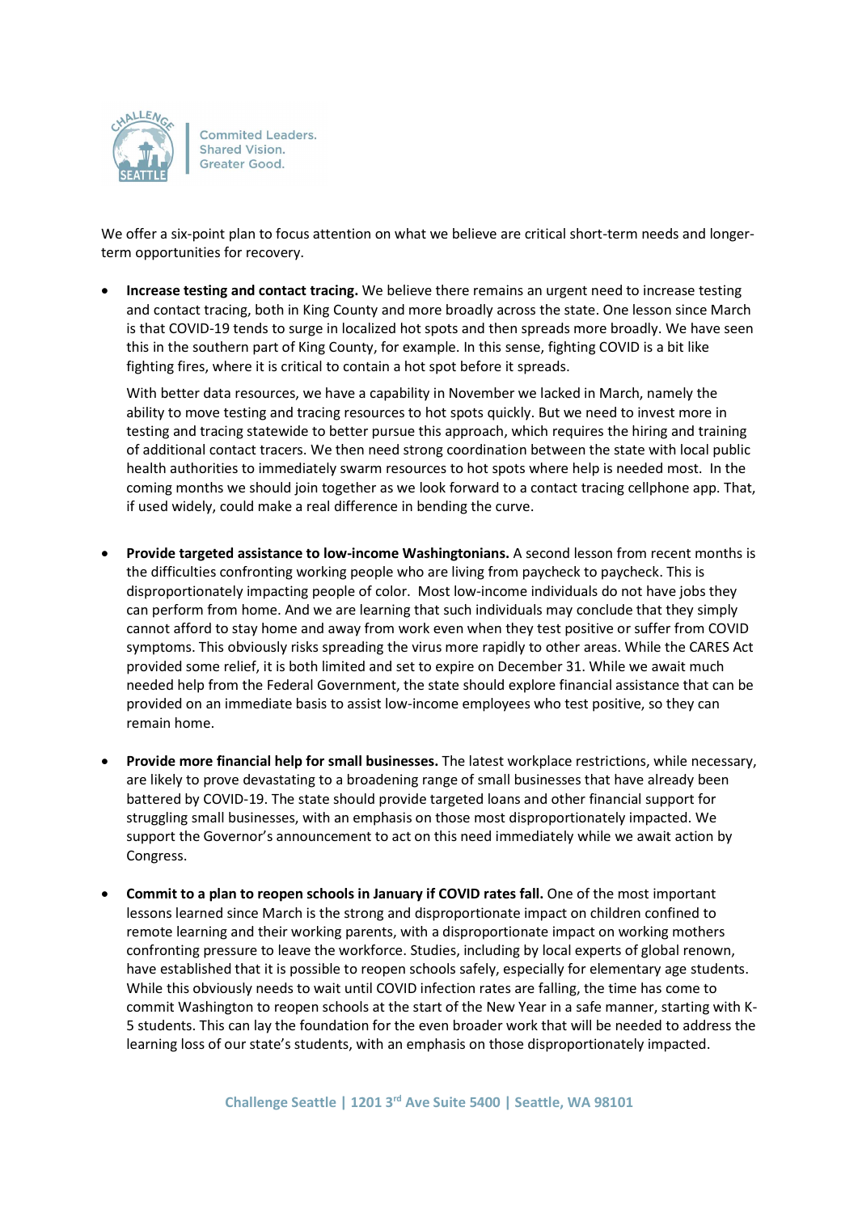We offer a six-point plan to focus attention on what we believe are critical short-term needs and longer-term opportunities for recovery.

- **Increase testing and contact tracing.** We believe there remains an urgent need to increase testing and contact tracing, both in King County and more broadly across the state. One lesson since March is that COVID-19 tends to surge in localized hot spots and then spreads more broadly. We have seen this in the southern part of King County, for example. In this sense, fighting COVID is a bit like fighting fires, where it is critical to contain a hot spot before it spreads.

  With better data resources, we have a capability in November we lacked in March, namely the ability to move testing and tracing resources to hot spots quickly. But we need to invest more in testing and tracing statewide to better pursue this approach, which requires the hiring and training of additional contact tracers. We then need strong coordination between the state with local public health authorities to immediately swarm resources to hot spots where help is needed most. In the coming months we should join together as we look forward to a contact tracing cellphone app. That, if used widely, could make a real difference in bending the curve.

- **Provide targeted assistance to low-income Washingtonians.** A second lesson from recent months is the difficulties confronting working people who are living from paycheck to paycheck. This is disproportionately impacting people of color. Most low-income individuals do not have jobs they can perform from home. And we are learning that such individuals may conclude that they simply cannot afford to stay home and away from work even when they test positive or suffer from COVID symptoms. This obviously risks spreading the virus more rapidly to other areas. While the CARES Act provided some relief, it is both limited and set to expire on December 31. While we await much needed help from the Federal Government, the state should explore financial assistance that can be provided on an immediate basis to assist low-income employees who test positive, so they can remain home.

- **Provide more financial help for small businesses.** The latest workplace restrictions, while necessary, are likely to prove devastating to a broadening range of small businesses that have already been battered by COVID-19. The state should provide targeted loans and other financial support for struggling small businesses, with an emphasis on those most disproportionately impacted. We support the Governor's announcement to act on this need immediately while we await action by Congress.

- **Commit to a plan to reopen schools in January if COVID rates fall.** One of the most important lessons learned since March is the strong and disproportionate impact on children confined to remote learning and their working parents, with a disproportionate impact on working mothers confronting pressure to leave the workforce. Studies, including by local experts of global renown, have established that it is possible to reopen schools safely, especially for elementary age students. While this obviously needs to wait until COVID infection rates are falling, the time has come to commit Washington to reopen schools at the start of the New Year in a safe manner, starting with K-5 students. This can lay the foundation for the even broader work that will be needed to address the learning loss of our state's students, with an emphasis on those disproportionately impacted.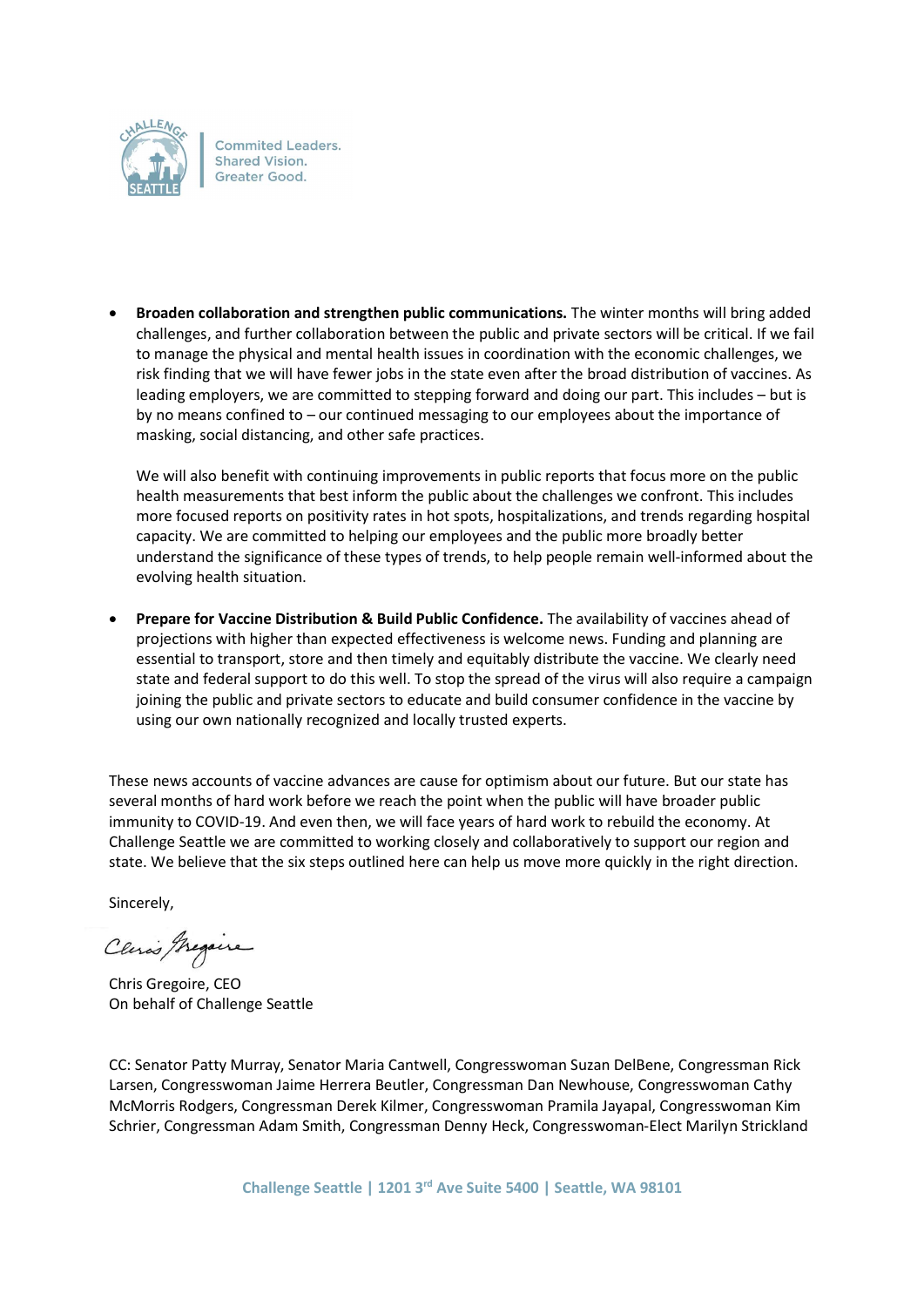- **Broaden collaboration and strengthen public communications.** The winter months will bring added challenges, and further collaboration between the public and private sectors will be critical. If we fail to manage the physical and mental health issues in coordination with the economic challenges, we risk finding that we will have fewer jobs in the state even after the broad distribution of vaccines. As leading employers, we are committed to stepping forward and doing our part. This includes – but is by no means confined to – our continued messaging to our employees about the importance of masking, social distancing, and other safe practices.

  We will also benefit with continuing improvements in public reports that focus more on the public health measurements that best inform the public about the challenges we confront. This includes more focused reports on positivity rates in hot spots, hospitalizations, and trends regarding hospital capacity. We are committed to helping our employees and the public more broadly better understand the significance of these types of trends, to help people remain well-informed about the evolving health situation.

- **Prepare for Vaccine Distribution & Build Public Confidence.** The availability of vaccines ahead of projections with higher than expected effectiveness is welcome news. Funding and planning are essential to transport, store and then timely and equitably distribute the vaccine. We clearly need state and federal support to do this well. To stop the spread of the virus will also require a campaign joining the public and private sectors to educate and build consumer confidence in the vaccine by using our own nationally recognized and locally trusted experts.

These news accounts of vaccine advances are cause for optimism about our future. But our state has several months of hard work before we reach the point when the public will have broader public immunity to COVID-19. And even then, we will face years of hard work to rebuild the economy. At Challenge Seattle we are committed to working closely and collaboratively to support our region and state. We believe that the six steps outlined here can help us move more quickly in the right direction.

Sincerely,

Chris Gregoire, CEO
On behalf of Challenge Seattle

CC: Senator Patty Murray, Senator Maria Cantwell, Congresswoman Suzan DelBene, Congressman Rick Larsen, Congresswoman Jaime Herrera Beutler, Congressman Dan Newhouse, Congresswoman Cathy McMorris Rodgers, Congressman Derek Kilmer, Congresswoman Pramila Jayapal, Congresswoman Kim Schrier, Congressman Adam Smith, Congressman Denny Heck, Congresswoman-Elect Marilyn Strickland